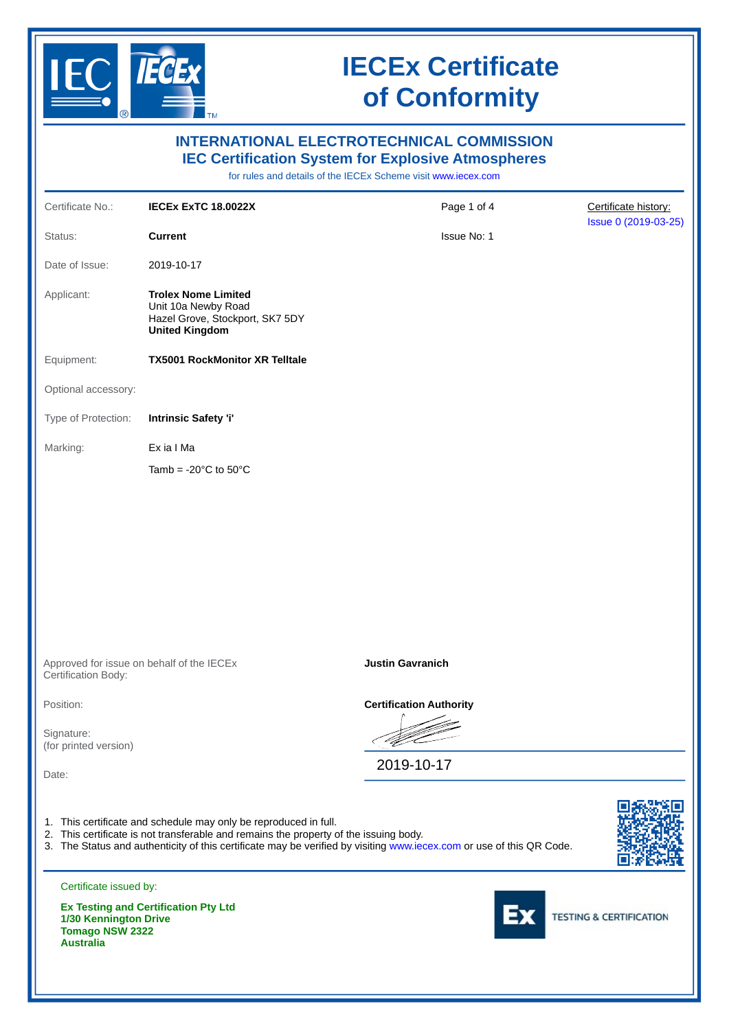# IECEx Certificate of Conformity

## INTERNATIONAL ELECTROTECHNICAL COMMISSION
## IEC Certification System for Explosive Atmospheres

for rules and details of the IECEx Scheme visit www.iecex.com

| | | | |
|---|---|---|---|
| Certificate No.: | **IECEx ExTC 18.0022X** | Page 1 of 4 | Certificate history: Issue 0 (2019-03-25) |
| Status: | **Current** | Issue No: 1 | |
| Date of Issue: | 2019-10-17 | | |
| Applicant: | **Trolex Nome Limited**<br>Unit 10a Newby Road<br>Hazel Grove, Stockport, SK7 5DY<br>**United Kingdom** | | |
| Equipment: | **TX5001 RockMonitor XR Telltale** | | |
| Optional accessory: | | | |
| Type of Protection: | **Intrinsic Safety 'i'** | | |
| Marking: | Ex ia I Ma<br><br>Tamb = -20°C to 50°C | | |

| | |
|---|---|
| Approved for issue on behalf of the IECEx Certification Body: | **Justin Gavranich** |
| Position: | **Certification Authority** |
| Signature: (for printed version) | |
| Date: | 2019-10-17 |

1. This certificate and schedule may only be reproduced in full.
2. This certificate is not transferable and remains the property of the issuing body.
3. The Status and authenticity of this certificate may be verified by visiting www.iecex.com or use of this QR Code.

Certificate issued by:

**Ex Testing and Certification Pty Ltd**
**1/30 Kennington Drive**
**Tomago NSW 2322**
**Australia**

Ex TESTING & CERTIFICATION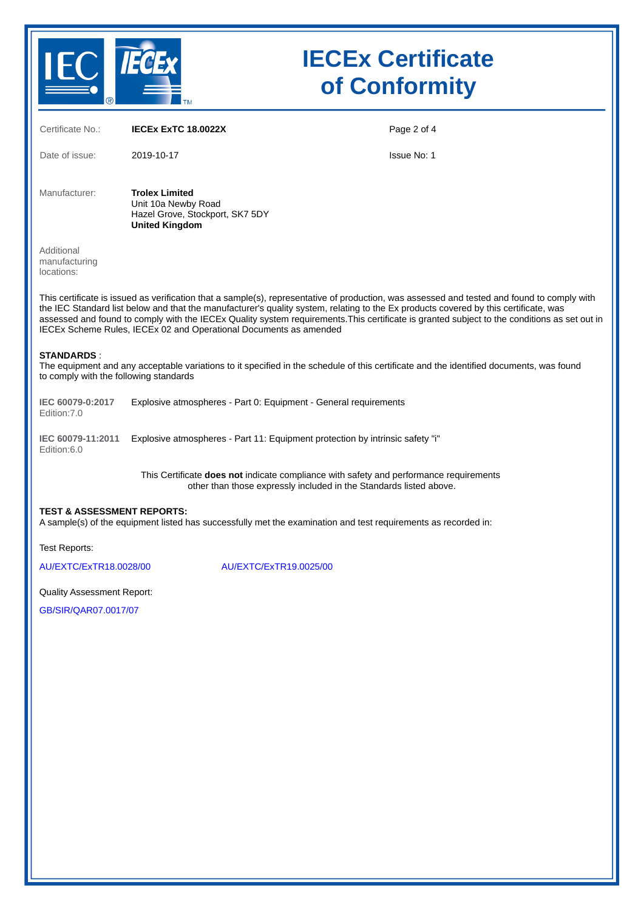# IECEx Certificate of Conformity

| | | | |
|---|---|---|---|
| Certificate No.: | **IECEx ExTC 18.0022X** | | |
| Date of issue: | 2019-10-17 | Issue No: 1 | |

Manufacturer: **Trolex Limited**
Unit 10a Newby Road
Hazel Grove, Stockport, SK7 5DY
**United Kingdom**

Additional manufacturing locations:

This certificate is issued as verification that a sample(s), representative of production, was assessed and tested and found to comply with the IEC Standard list below and that the manufacturer's quality system, relating to the Ex products covered by this certificate, was assessed and found to comply with the IECEx Quality system requirements.This certificate is granted subject to the conditions as set out in IECEx Scheme Rules, IECEx 02 and Operational Documents as amended

**STANDARDS** :
The equipment and any acceptable variations to it specified in the schedule of this certificate and the identified documents, was found to comply with the following standards

| | |
|---|---|
| **IEC 60079-0:2017** Edition:7.0 | Explosive atmospheres - Part 0: Equipment - General requirements |
| **IEC 60079-11:2011** Edition:6.0 | Explosive atmospheres - Part 11: Equipment protection by intrinsic safety "i" |

This Certificate **does not** indicate compliance with safety and performance requirements other than those expressly included in the Standards listed above.

**TEST & ASSESSMENT REPORTS:**
A sample(s) of the equipment listed has successfully met the examination and test requirements as recorded in:

Test Reports:

AU/EXTC/ExTR18.0028/00 AU/EXTC/ExTR19.0025/00

Quality Assessment Report:

GB/SIR/QAR07.0017/07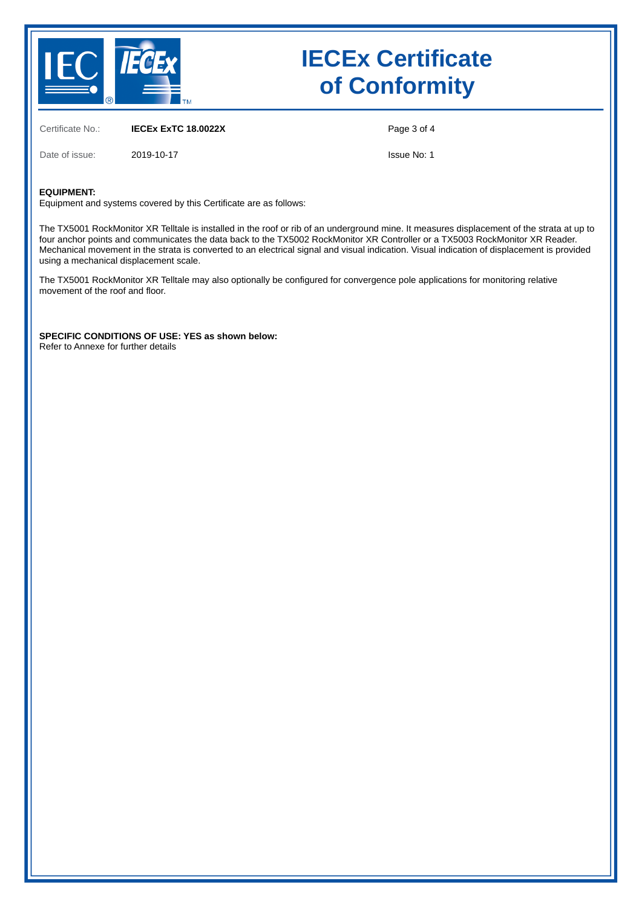# IECEx Certificate of Conformity

| | | | |
|---|---|---|---|
| Certificate No.: | **IECEx ExTC 18.0022X** | | |
| Date of issue: | 2019-10-17 | Issue No: 1 | |

**EQUIPMENT:**
Equipment and systems covered by this Certificate are as follows:

The TX5001 RockMonitor XR Telltale is installed in the roof or rib of an underground mine. It measures displacement of the strata at up to four anchor points and communicates the data back to the TX5002 RockMonitor XR Controller or a TX5003 RockMonitor XR Reader. Mechanical movement in the strata is converted to an electrical signal and visual indication. Visual indication of displacement is provided using a mechanical displacement scale.

The TX5001 RockMonitor XR Telltale may also optionally be configured for convergence pole applications for monitoring relative movement of the roof and floor.

**SPECIFIC CONDITIONS OF USE: YES as shown below:**
Refer to Annexe for further details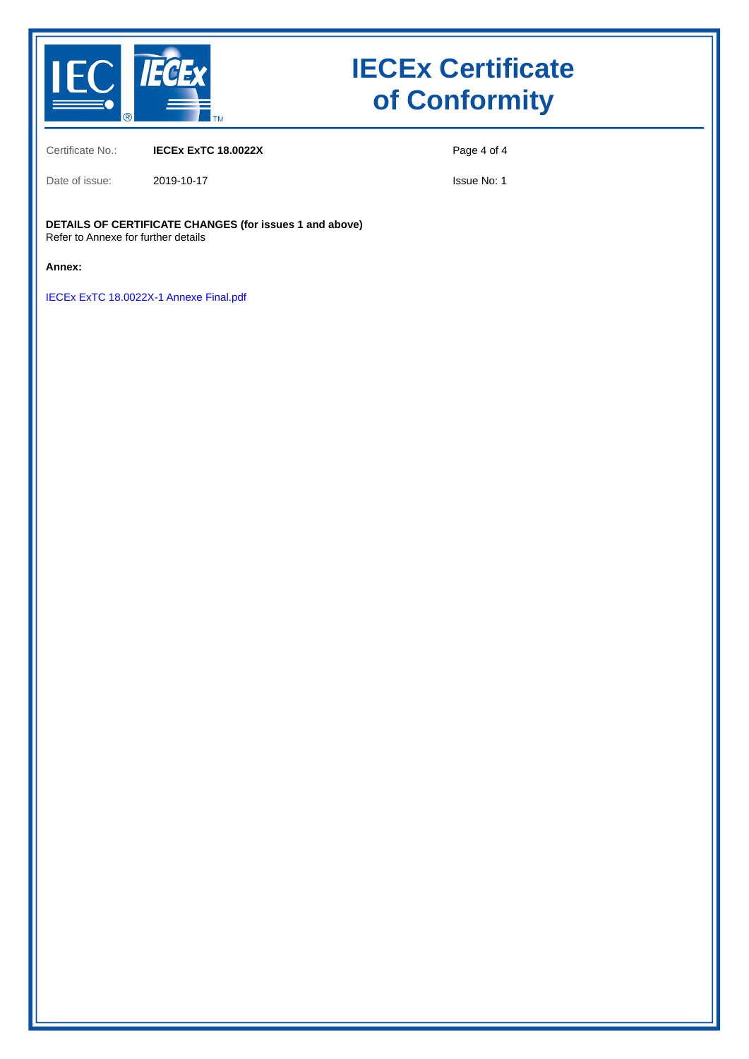# IECEx Certificate of Conformity

| | | | |
|---|---|---|---|
| Certificate No.: | **IECEx ExTC 18.0022X** | | |
| Date of issue: | 2019-10-17 | | Issue No: 1 |

**DETAILS OF CERTIFICATE CHANGES (for issues 1 and above)**
Refer to Annexe for further details

**Annex:**

IECEx ExTC 18.0022X-1 Annexe Final.pdf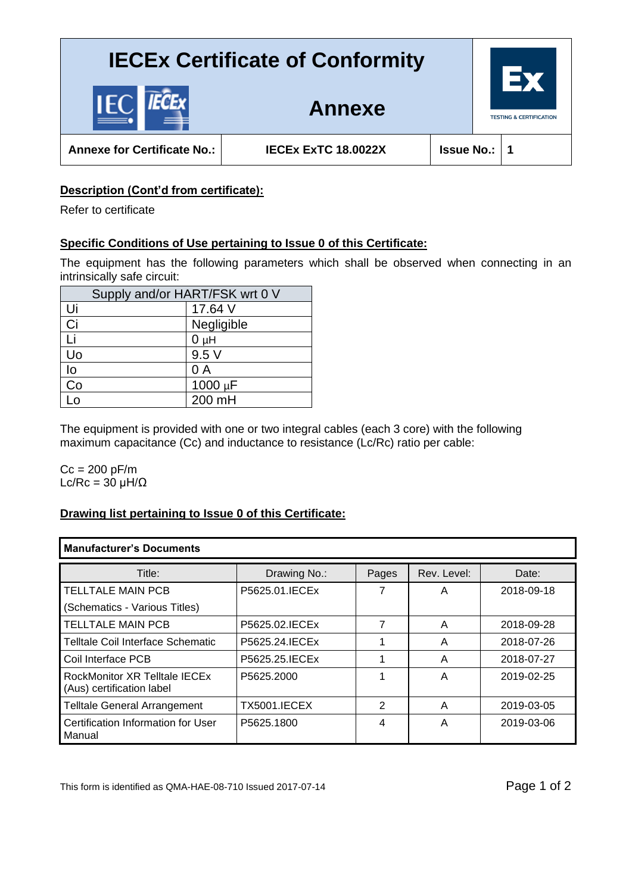# IECEx Certificate of Conformity

## Annexe

| Annexe for Certificate No.: | IECEx ExTC 18.0022X | Issue No.: | 1 |
|---|---|---|---|

**Description (Cont'd from certificate):**

Refer to certificate

**Specific Conditions of Use pertaining to Issue 0 of this Certificate:**

The equipment has the following parameters which shall be observed when connecting in an intrinsically safe circuit:

| Supply and/or HART/FSK wrt 0 V | |
|---|---|
| Ui | 17.64 V |
| Ci | Negligible |
| Li | 0 µH |
| Uo | 9.5 V |
| Io | 0 A |
| Co | 1000 µF |
| Lo | 200 mH |

The equipment is provided with one or two integral cables (each 3 core) with the following maximum capacitance (Cc) and inductance to resistance (Lc/Rc) ratio per cable:

Cc = 200 pF/m
Lc/Rc = 30 µH/Ω

**Drawing list pertaining to Issue 0 of this Certificate:**

**Manufacturer's Documents**

| Title: | Drawing No.: | Pages | Rev. Level: | Date: |
|---|---|---|---|---|
| TELLTALE MAIN PCB (Schematics - Various Titles) | P5625.01.IECEx | 7 | A | 2018-09-18 |
| TELLTALE MAIN PCB | P5625.02.IECEx | 7 | A | 2018-09-28 |
| Telltale Coil Interface Schematic | P5625.24.IECEx | 1 | A | 2018-07-26 |
| Coil Interface PCB | P5625.25.IECEx | 1 | A | 2018-07-27 |
| RockMonitor XR Telltale IECEx (Aus) certification label | P5625.2000 | 1 | A | 2019-02-25 |
| Telltale General Arrangement | TX5001.IECEX | 2 | A | 2019-03-05 |
| Certification Information for User Manual | P5625.1800 | 4 | A | 2019-03-06 |

This form is identified as QMA-HAE-08-710 Issued 2017-07-14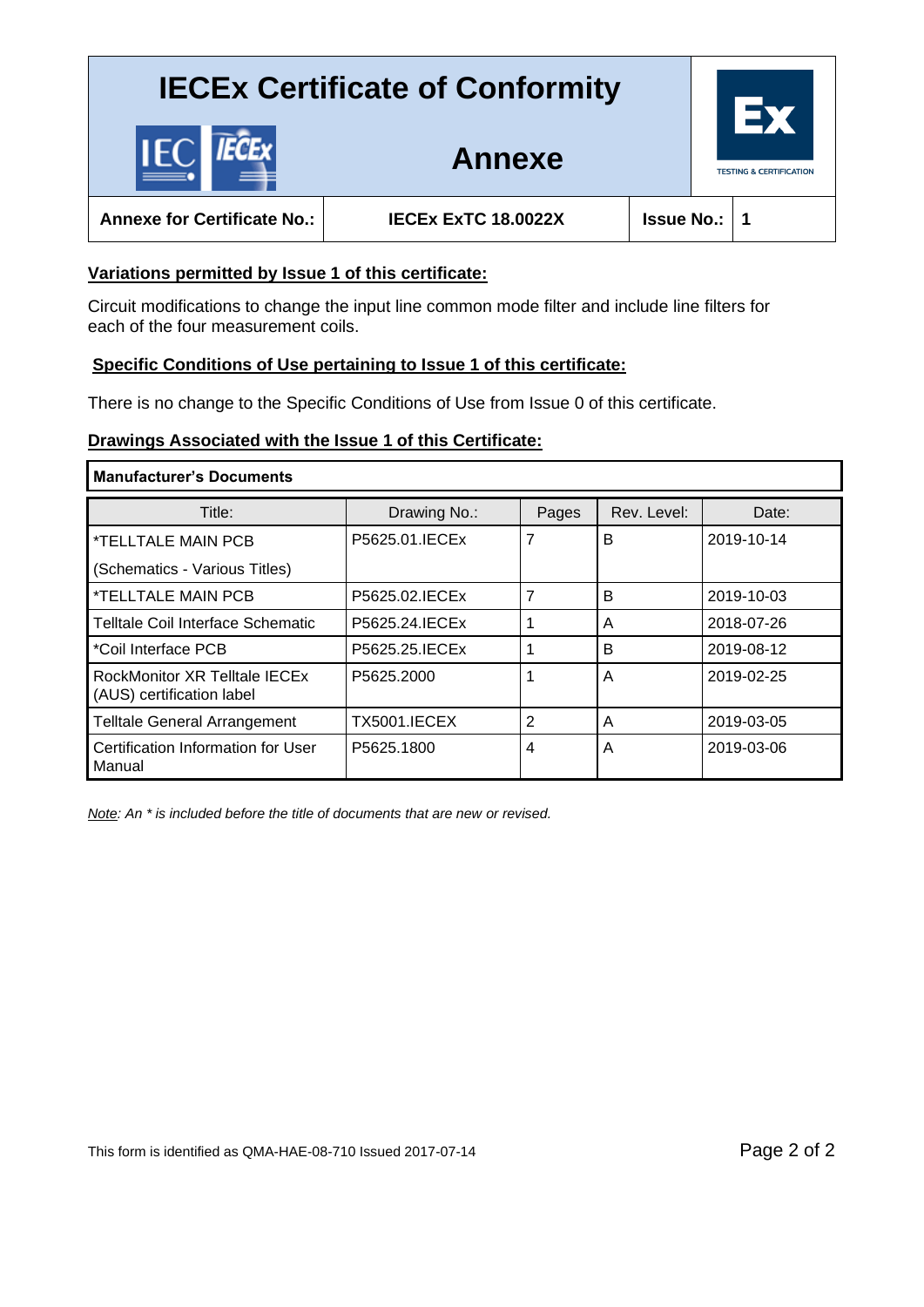# IECEx Certificate of Conformity

## Annexe

| | | | |
|---|---|---|---|
| **Annexe for Certificate No.:** | **IECEx ExTC 18.0022X** | **Issue No.:** | **1** |

**Variations permitted by Issue 1 of this certificate:**

Circuit modifications to change the input line common mode filter and include line filters for each of the four measurement coils.

**Specific Conditions of Use pertaining to Issue 1 of this certificate:**

There is no change to the Specific Conditions of Use from Issue 0 of this certificate.

**Drawings Associated with the Issue 1 of this Certificate:**

**Manufacturer's Documents**

| Title: | Drawing No.: | Pages | Rev. Level: | Date: |
|---|---|---|---|---|
| *TELLTALE MAIN PCB (Schematics - Various Titles) | P5625.01.IECEx | 7 | B | 2019-10-14 |
| *TELLTALE MAIN PCB | P5625.02.IECEx | 7 | B | 2019-10-03 |
| Telltale Coil Interface Schematic | P5625.24.IECEx | 1 | A | 2018-07-26 |
| *Coil Interface PCB | P5625.25.IECEx | 1 | B | 2019-08-12 |
| RockMonitor XR Telltale IECEx (AUS) certification label | P5625.2000 | 1 | A | 2019-02-25 |
| Telltale General Arrangement | TX5001.IECEX | 2 | A | 2019-03-05 |
| Certification Information for User Manual | P5625.1800 | 4 | A | 2019-03-06 |

*Note: An * is included before the title of documents that are new or revised.*

This form is identified as QMA-HAE-08-710 Issued 2017-07-14